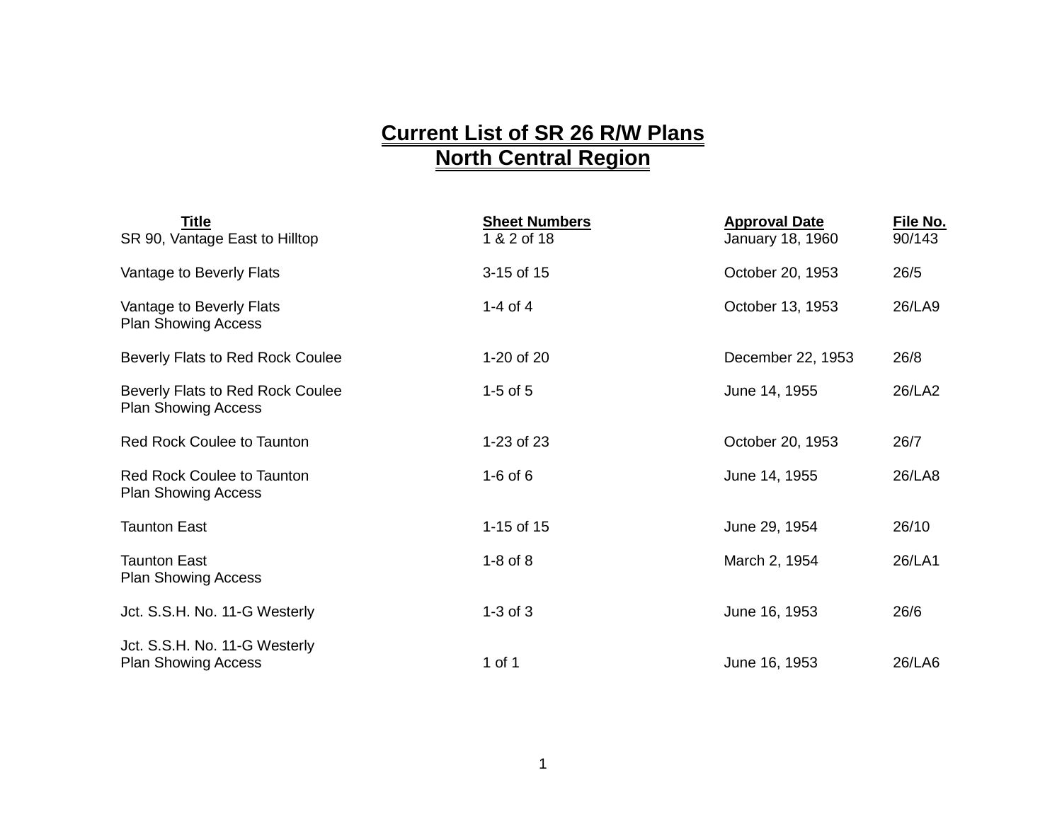# Current List of SR 26 R/W Plans
## North Central Region

| Title | Sheet Numbers | Approval Date | File No. |
|---|---|---|---|
| SR 90, Vantage East to Hilltop | 1 & 2 of 18 | January 18, 1960 | 90/143 |
| Vantage to Beverly Flats | 3-15 of 15 | October 20, 1953 | 26/5 |
| Vantage to Beverly Flats Plan Showing Access | 1-4 of 4 | October 13, 1953 | 26/LA9 |
| Beverly Flats to Red Rock Coulee | 1-20 of 20 | December 22, 1953 | 26/8 |
| Beverly Flats to Red Rock Coulee Plan Showing Access | 1-5 of 5 | June 14, 1955 | 26/LA2 |
| Red Rock Coulee to Taunton | 1-23 of 23 | October 20, 1953 | 26/7 |
| Red Rock Coulee to Taunton Plan Showing Access | 1-6 of 6 | June 14, 1955 | 26/LA8 |
| Taunton East | 1-15 of 15 | June 29, 1954 | 26/10 |
| Taunton East Plan Showing Access | 1-8 of 8 | March 2, 1954 | 26/LA1 |
| Jct. S.S.H. No. 11-G Westerly | 1-3 of 3 | June 16, 1953 | 26/6 |
| Jct. S.S.H. No. 11-G Westerly Plan Showing Access | 1 of 1 | June 16, 1953 | 26/LA6 |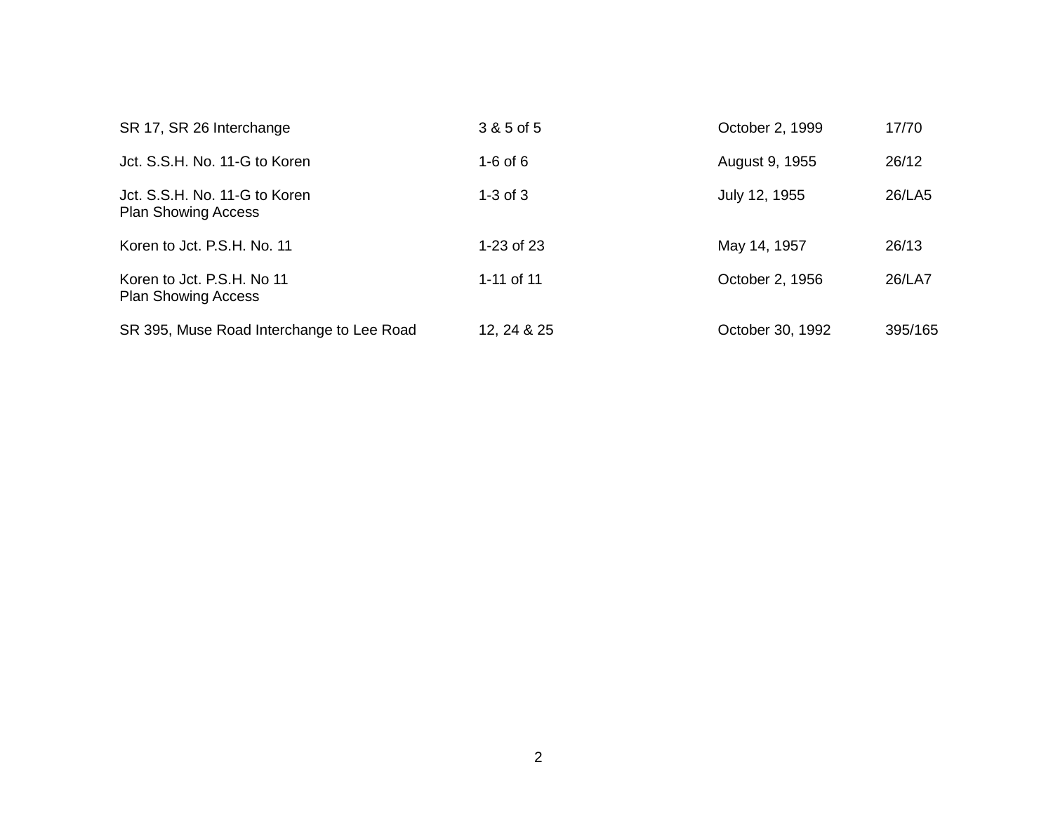| | | | |
|---|---|---|---|
| SR 17, SR 26 Interchange | 3 & 5 of 5 | October 2, 1999 | 17/70 |
| Jct. S.S.H. No. 11-G to Koren | 1-6 of 6 | August 9, 1955 | 26/12 |
| Jct. S.S.H. No. 11-G to Koren<br>Plan Showing Access | 1-3 of 3 | July 12, 1955 | 26/LA5 |
| Koren to Jct. P.S.H. No. 11 | 1-23 of 23 | May 14, 1957 | 26/13 |
| Koren to Jct. P.S.H. No 11<br>Plan Showing Access | 1-11 of 11 | October 2, 1956 | 26/LA7 |
| SR 395, Muse Road Interchange to Lee Road | 12, 24 & 25 | October 30, 1992 | 395/165 |